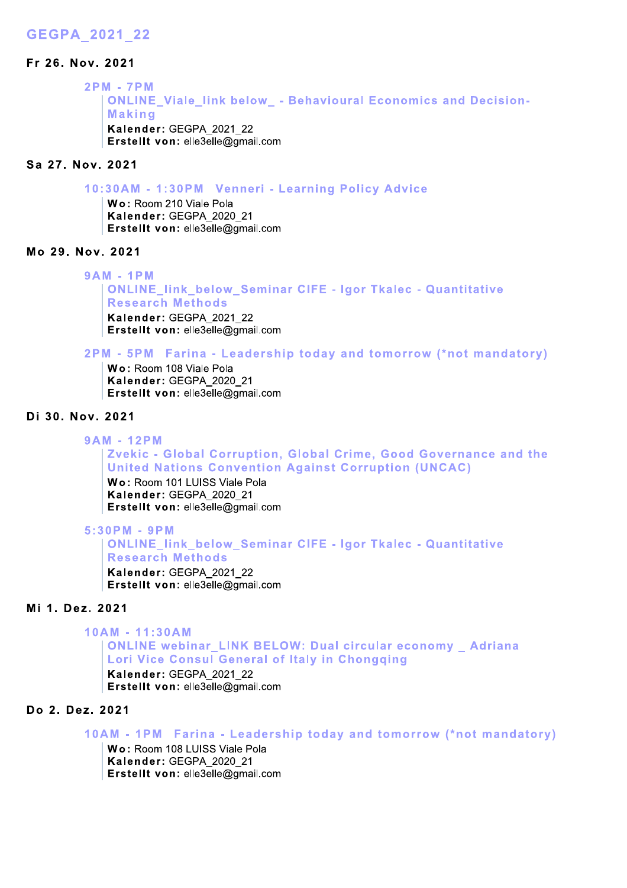# GEGPA_2021_22

## Fr 26. Nov. 2021

**2PM - 7PM**
**ONLINE_Viale_link below_ - Behavioural Economics and Decision-Making**
**Kalender:** GEGPA_2021_22
**Erstellt von:** elle3elle@gmail.com

## Sa 27. Nov. 2021

**10:30AM - 1:30PM Venneri - Learning Policy Advice**
**Wo:** Room 210 Viale Pola
**Kalender:** GEGPA_2020_21
**Erstellt von:** elle3elle@gmail.com

## Mo 29. Nov. 2021

**9AM - 1PM**
**ONLINE_link_below_Seminar CIFE - Igor Tkalec - Quantitative Research Methods**
**Kalender:** GEGPA_2021_22
**Erstellt von:** elle3elle@gmail.com

**2PM - 5PM Farina - Leadership today and tomorrow (*not mandatory)**
**Wo:** Room 108 Viale Pola
**Kalender:** GEGPA_2020_21
**Erstellt von:** elle3elle@gmail.com

## Di 30. Nov. 2021

**9AM - 12PM**
**Zvekic - Global Corruption, Global Crime, Good Governance and the United Nations Convention Against Corruption (UNCAC)**
**Wo:** Room 101 LUISS Viale Pola
**Kalender:** GEGPA_2020_21
**Erstellt von:** elle3elle@gmail.com

**5:30PM - 9PM**
**ONLINE_link_below_Seminar CIFE - Igor Tkalec - Quantitative Research Methods**
**Kalender:** GEGPA_2021_22
**Erstellt von:** elle3elle@gmail.com

## Mi 1. Dez. 2021

**10AM - 11:30AM**
**ONLINE webinar_LINK BELOW: Dual circular economy _ Adriana Lori Vice Consul General of Italy in Chongqing**
**Kalender:** GEGPA_2021_22
**Erstellt von:** elle3elle@gmail.com

## Do 2. Dez. 2021

**10AM - 1PM Farina - Leadership today and tomorrow (*not mandatory)**
**Wo:** Room 108 LUISS Viale Pola
**Kalender:** GEGPA_2020_21
**Erstellt von:** elle3elle@gmail.com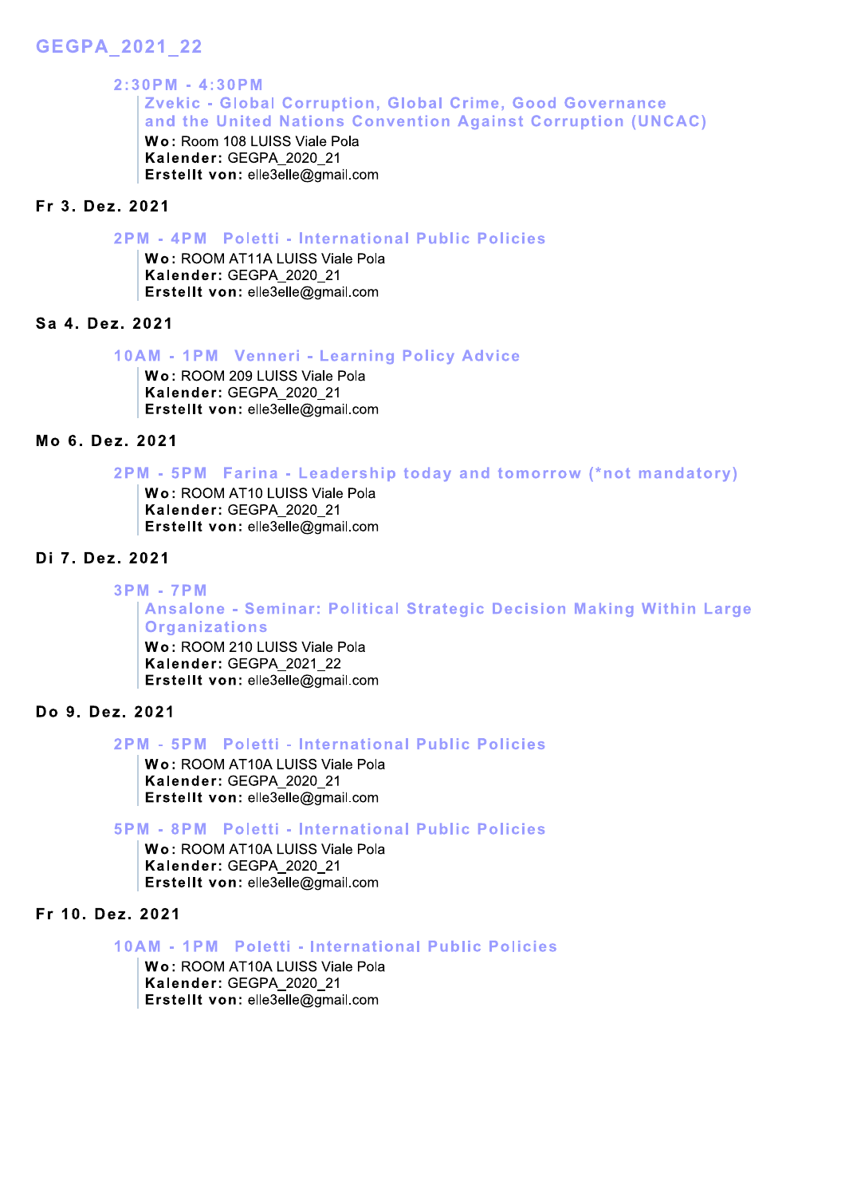GEGPA_2021_22

**2:30PM - 4:30PM**
Zvekic - Global Corruption, Global Crime, Good Governance and the United Nations Convention Against Corruption (UNCAC)
**Wo:** Room 108 LUISS Viale Pola
**Kalender:** GEGPA_2020_21
**Erstellt von:** elle3elle@gmail.com

**Fr 3. Dez. 2021**

**2PM - 4PM** Poletti - International Public Policies
**Wo:** ROOM AT11A LUISS Viale Pola
**Kalender:** GEGPA_2020_21
**Erstellt von:** elle3elle@gmail.com

**Sa 4. Dez. 2021**

**10AM - 1PM** Venneri - Learning Policy Advice
**Wo:** ROOM 209 LUISS Viale Pola
**Kalender:** GEGPA_2020_21
**Erstellt von:** elle3elle@gmail.com

**Mo 6. Dez. 2021**

**2PM - 5PM** Farina - Leadership today and tomorrow (*not mandatory)
**Wo:** ROOM AT10 LUISS Viale Pola
**Kalender:** GEGPA_2020_21
**Erstellt von:** elle3elle@gmail.com

**Di 7. Dez. 2021**

**3PM - 7PM**
Ansalone - Seminar: Political Strategic Decision Making Within Large Organizations
**Wo:** ROOM 210 LUISS Viale Pola
**Kalender:** GEGPA_2021_22
**Erstellt von:** elle3elle@gmail.com

**Do 9. Dez. 2021**

**2PM - 5PM** Poletti - International Public Policies
**Wo:** ROOM AT10A LUISS Viale Pola
**Kalender:** GEGPA_2020_21
**Erstellt von:** elle3elle@gmail.com

**5PM - 8PM** Poletti - International Public Policies
**Wo:** ROOM AT10A LUISS Viale Pola
**Kalender:** GEGPA_2020_21
**Erstellt von:** elle3elle@gmail.com

**Fr 10. Dez. 2021**

**10AM - 1PM** Poletti - International Public Policies
**Wo:** ROOM AT10A LUISS Viale Pola
**Kalender:** GEGPA_2020_21
**Erstellt von:** elle3elle@gmail.com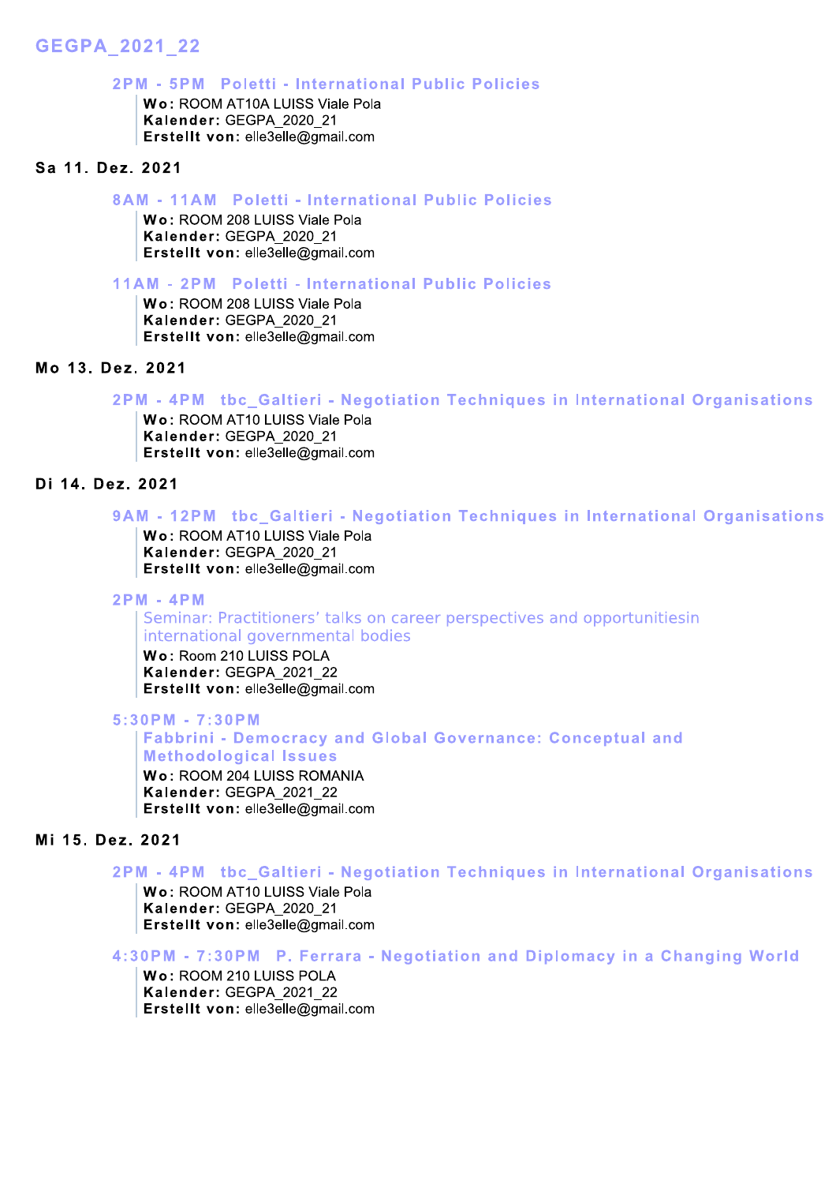## GEGPA_2021_22

### 2PM - 5PM Poletti - International Public Policies

**Wo:** ROOM AT10A LUISS Viale Pola
**Kalender:** GEGPA_2020_21
**Erstellt von:** elle3elle@gmail.com

**Sa 11. Dez. 2021**

### 8AM - 11AM Poletti - International Public Policies

**Wo:** ROOM 208 LUISS Viale Pola
**Kalender:** GEGPA_2020_21
**Erstellt von:** elle3elle@gmail.com

### 11AM - 2PM Poletti - International Public Policies

**Wo:** ROOM 208 LUISS Viale Pola
**Kalender:** GEGPA_2020_21
**Erstellt von:** elle3elle@gmail.com

**Mo 13. Dez. 2021**

### 2PM - 4PM tbc_Galtieri - Negotiation Techniques in International Organisations

**Wo:** ROOM AT10 LUISS Viale Pola
**Kalender:** GEGPA_2020_21
**Erstellt von:** elle3elle@gmail.com

**Di 14. Dez. 2021**

### 9AM - 12PM tbc_Galtieri - Negotiation Techniques in International Organisations

**Wo:** ROOM AT10 LUISS Viale Pola
**Kalender:** GEGPA_2020_21
**Erstellt von:** elle3elle@gmail.com

### 2PM - 4PM

Seminar: Practitioners' talks on career perspectives and opportunitiesin international governmental bodies

**Wo:** Room 210 LUISS POLA
**Kalender:** GEGPA_2021_22
**Erstellt von:** elle3elle@gmail.com

### 5:30PM - 7:30PM

**Fabbrini - Democracy and Global Governance: Conceptual and Methodological Issues**

**Wo:** ROOM 204 LUISS ROMANIA
**Kalender:** GEGPA_2021_22
**Erstellt von:** elle3elle@gmail.com

**Mi 15. Dez. 2021**

### 2PM - 4PM tbc_Galtieri - Negotiation Techniques in International Organisations

**Wo:** ROOM AT10 LUISS Viale Pola
**Kalender:** GEGPA_2020_21
**Erstellt von:** elle3elle@gmail.com

### 4:30PM - 7:30PM P. Ferrara - Negotiation and Diplomacy in a Changing World

**Wo:** ROOM 210 LUISS POLA
**Kalender:** GEGPA_2021_22
**Erstellt von:** elle3elle@gmail.com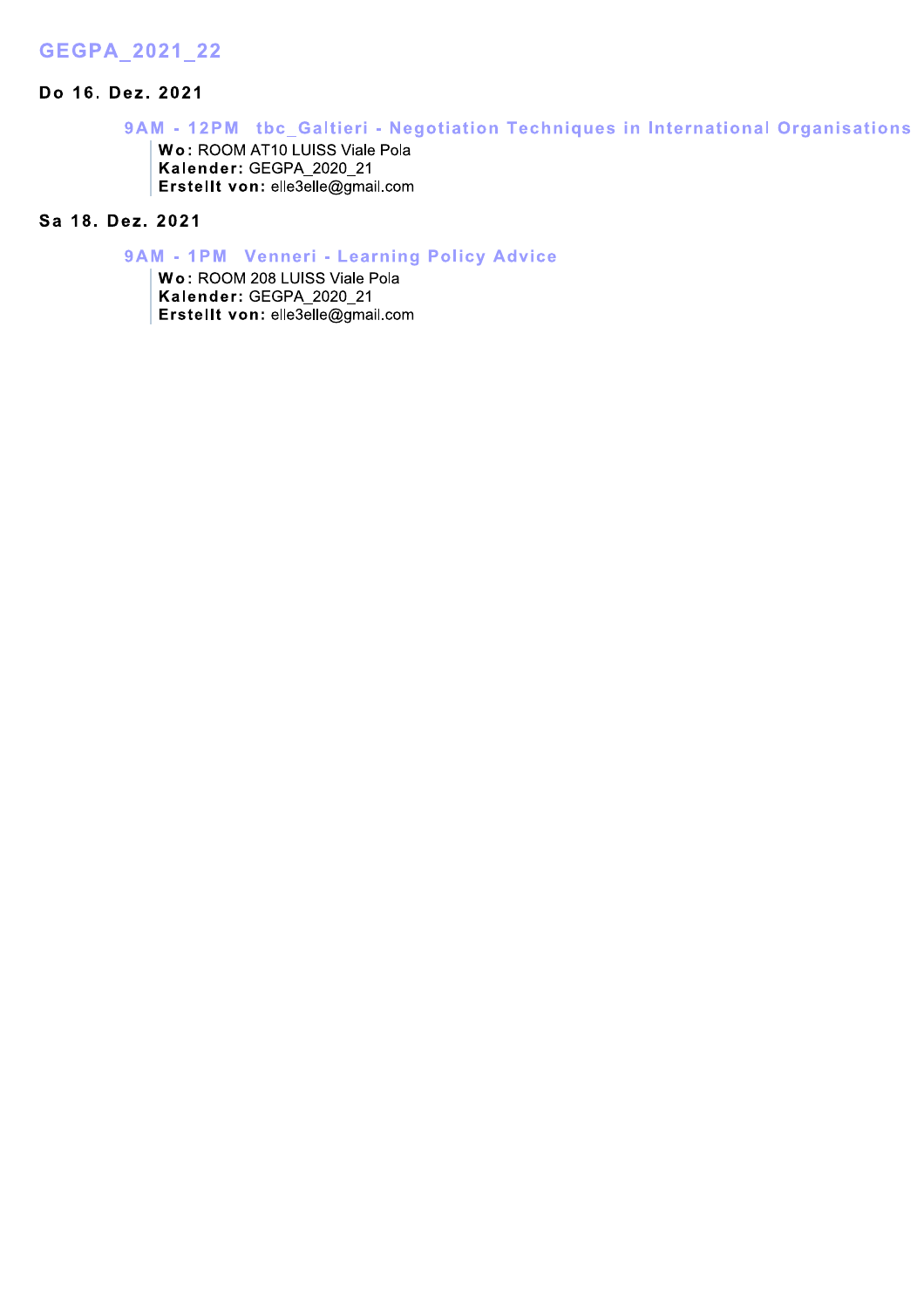## GEGPA_2021_22

### Do 16. Dez. 2021

**9AM - 12PM tbc_Galtieri - Negotiation Techniques in International Organisations**

**Wo:** ROOM AT10 LUISS Viale Pola
**Kalender:** GEGPA_2020_21
**Erstellt von:** elle3elle@gmail.com

### Sa 18. Dez. 2021

**9AM - 1PM Venneri - Learning Policy Advice**

**Wo:** ROOM 208 LUISS Viale Pola
**Kalender:** GEGPA_2020_21
**Erstellt von:** elle3elle@gmail.com